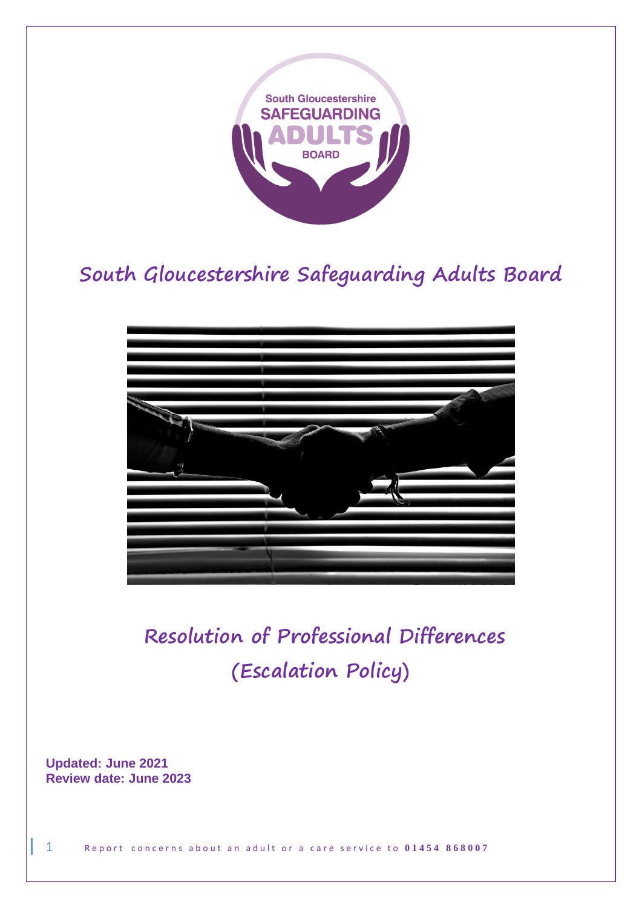# South Gloucestershire Safeguarding Adults Board

## Resolution of Professional Differences (Escalation Policy)

**Updated: June 2021**
**Review date: June 2023**

Report concerns about an adult or a care service to **01454 868007**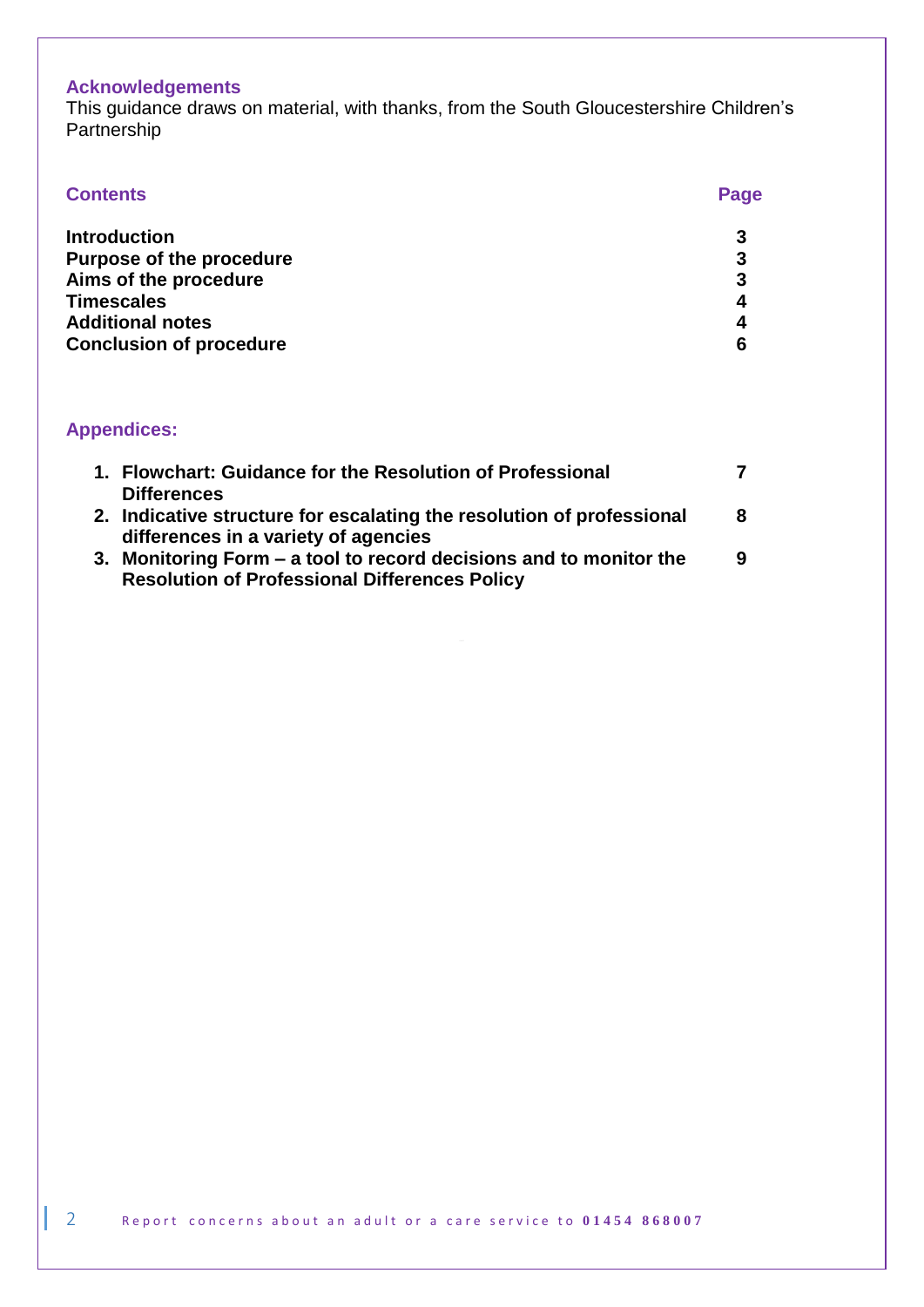## Acknowledgements

This guidance draws on material, with thanks, from the South Gloucestershire Children's Partnership

## Contents

| Contents | Page |
|---|---|
| **Introduction** | **3** |
| **Purpose of the procedure** | **3** |
| **Aims of the procedure** | **3** |
| **Timescales** | **4** |
| **Additional notes** | **4** |
| **Conclusion of procedure** | **6** |

## Appendices:

| Appendix | Page |
|---|---|
| **1. Flowchart: Guidance for the Resolution of Professional Differences** | **7** |
| **2. Indicative structure for escalating the resolution of professional differences in a variety of agencies** | **8** |
| **3. Monitoring Form – a tool to record decisions and to monitor the Resolution of Professional Differences Policy** | **9** |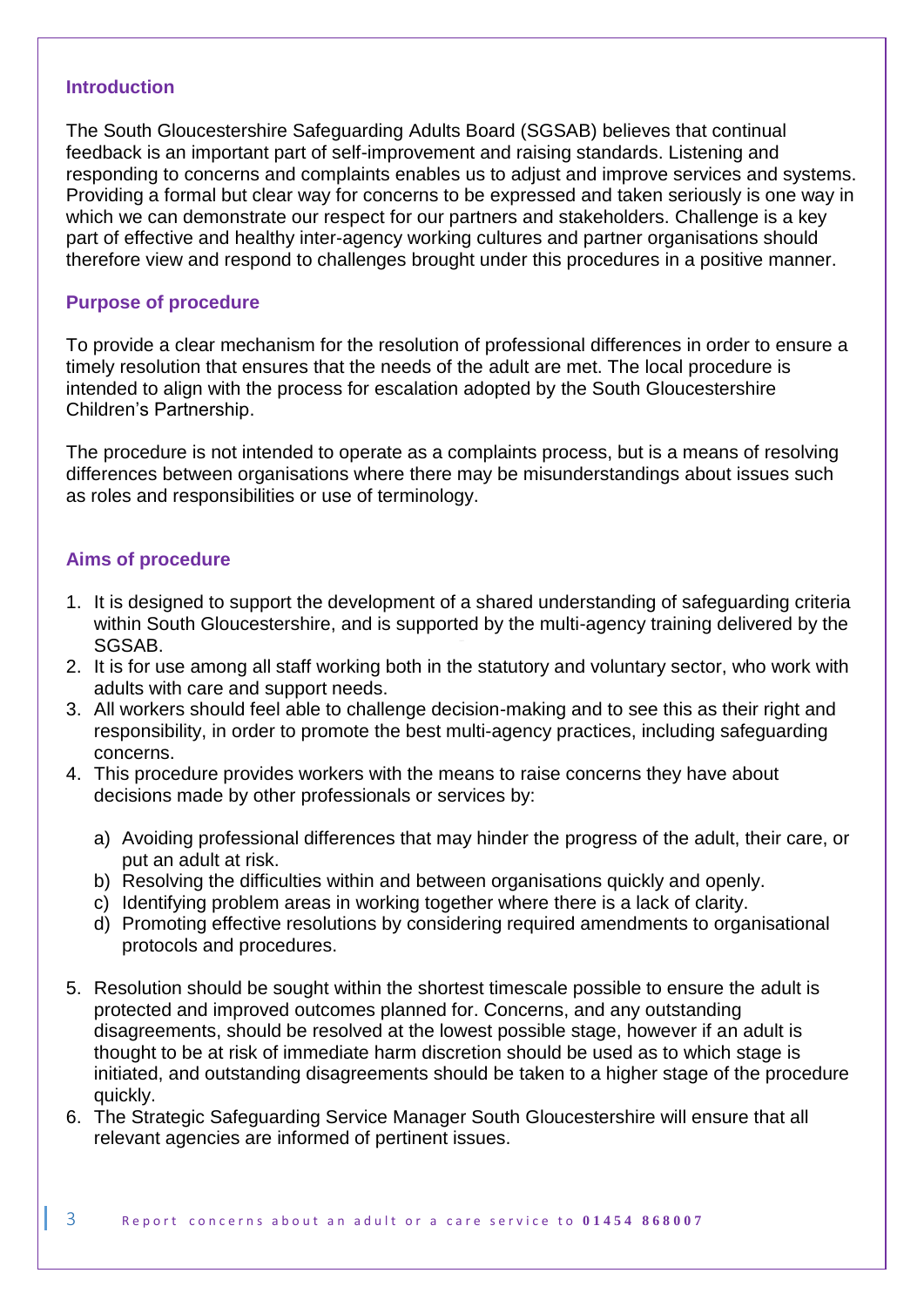## Introduction

The South Gloucestershire Safeguarding Adults Board (SGSAB) believes that continual feedback is an important part of self-improvement and raising standards. Listening and responding to concerns and complaints enables us to adjust and improve services and systems. Providing a formal but clear way for concerns to be expressed and taken seriously is one way in which we can demonstrate our respect for our partners and stakeholders. Challenge is a key part of effective and healthy inter-agency working cultures and partner organisations should therefore view and respond to challenges brought under this procedures in a positive manner.

## Purpose of procedure

To provide a clear mechanism for the resolution of professional differences in order to ensure a timely resolution that ensures that the needs of the adult are met. The local procedure is intended to align with the process for escalation adopted by the South Gloucestershire Children's Partnership.

The procedure is not intended to operate as a complaints process, but is a means of resolving differences between organisations where there may be misunderstandings about issues such as roles and responsibilities or use of terminology.

## Aims of procedure

1. It is designed to support the development of a shared understanding of safeguarding criteria within South Gloucestershire, and is supported by the multi-agency training delivered by the SGSAB.
2. It is for use among all staff working both in the statutory and voluntary sector, who work with adults with care and support needs.
3. All workers should feel able to challenge decision-making and to see this as their right and responsibility, in order to promote the best multi-agency practices, including safeguarding concerns.
4. This procedure provides workers with the means to raise concerns they have about decisions made by other professionals or services by:

   a) Avoiding professional differences that may hinder the progress of the adult, their care, or put an adult at risk.
   b) Resolving the difficulties within and between organisations quickly and openly.
   c) Identifying problem areas in working together where there is a lack of clarity.
   d) Promoting effective resolutions by considering required amendments to organisational protocols and procedures.

5. Resolution should be sought within the shortest timescale possible to ensure the adult is protected and improved outcomes planned for. Concerns, and any outstanding disagreements, should be resolved at the lowest possible stage, however if an adult is thought to be at risk of immediate harm discretion should be used as to which stage is initiated, and outstanding disagreements should be taken to a higher stage of the procedure quickly.
6. The Strategic Safeguarding Service Manager South Gloucestershire will ensure that all relevant agencies are informed of pertinent issues.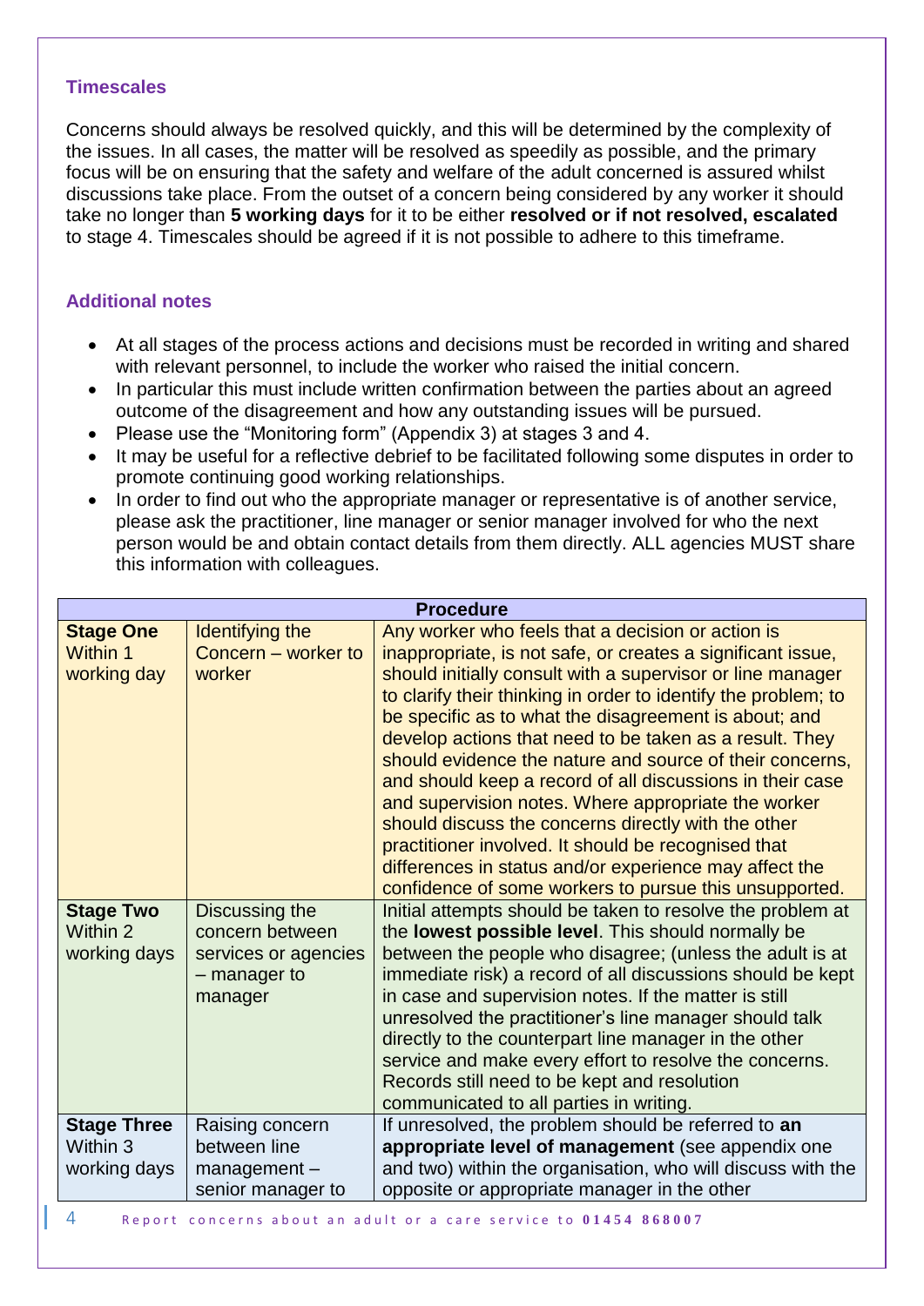### Timescales

Concerns should always be resolved quickly, and this will be determined by the complexity of the issues. In all cases, the matter will be resolved as speedily as possible, and the primary focus will be on ensuring that the safety and welfare of the adult concerned is assured whilst discussions take place. From the outset of a concern being considered by any worker it should take no longer than **5 working days** for it to be either **resolved or if not resolved, escalated** to stage 4. Timescales should be agreed if it is not possible to adhere to this timeframe.

### Additional notes

- At all stages of the process actions and decisions must be recorded in writing and shared with relevant personnel, to include the worker who raised the initial concern.
- In particular this must include written confirmation between the parties about an agreed outcome of the disagreement and how any outstanding issues will be pursued.
- Please use the "Monitoring form" (Appendix 3) at stages 3 and 4.
- It may be useful for a reflective debrief to be facilitated following some disputes in order to promote continuing good working relationships.
- In order to find out who the appropriate manager or representative is of another service, please ask the practitioner, line manager or senior manager involved for who the next person would be and obtain contact details from them directly. ALL agencies MUST share this information with colleagues.

| **Procedure** | | |
|---|---|---|
| **Stage One** Within 1 working day | Identifying the Concern – worker to worker | Any worker who feels that a decision or action is inappropriate, is not safe, or creates a significant issue, should initially consult with a supervisor or line manager to clarify their thinking in order to identify the problem; to be specific as to what the disagreement is about; and develop actions that need to be taken as a result. They should evidence the nature and source of their concerns, and should keep a record of all discussions in their case and supervision notes. Where appropriate the worker should discuss the concerns directly with the other practitioner involved. It should be recognised that differences in status and/or experience may affect the confidence of some workers to pursue this unsupported. |
| **Stage Two** Within 2 working days | Discussing the concern between services or agencies – manager to manager | Initial attempts should be taken to resolve the problem at the **lowest possible level**. This should normally be between the people who disagree; (unless the adult is at immediate risk) a record of all discussions should be kept in case and supervision notes. If the matter is still unresolved the practitioner's line manager should talk directly to the counterpart line manager in the other service and make every effort to resolve the concerns. Records still need to be kept and resolution communicated to all parties in writing. |
| **Stage Three** Within 3 working days | Raising concern between line management – senior manager to | If unresolved, the problem should be referred to **an appropriate level of management** (see appendix one and two) within the organisation, who will discuss with the opposite or appropriate manager in the other |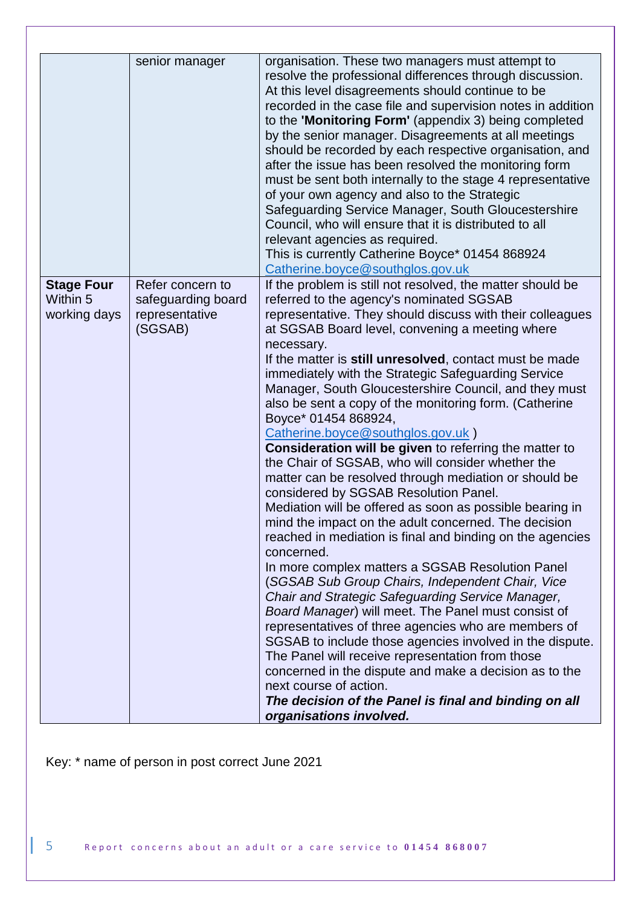| | | |
|---|---|---|
| | senior manager | organisation. These two managers must attempt to resolve the professional differences through discussion. At this level disagreements should continue to be recorded in the case file and supervision notes in addition to the **'Monitoring Form'** (appendix 3) being completed by the senior manager. Disagreements at all meetings should be recorded by each respective organisation, and after the issue has been resolved the monitoring form must be sent both internally to the stage 4 representative of your own agency and also to the Strategic Safeguarding Service Manager, South Gloucestershire Council, who will ensure that it is distributed to all relevant agencies as required.<br>This is currently Catherine Boyce* 01454 868924 Catherine.boyce@southglos.gov.uk |
| **Stage Four** Within 5 working days | Refer concern to safeguarding board representative (SGSAB) | If the problem is still not resolved, the matter should be referred to the agency's nominated SGSAB representative. They should discuss with their colleagues at SGSAB Board level, convening a meeting where necessary.<br>If the matter is **still unresolved**, contact must be made immediately with the Strategic Safeguarding Service Manager, South Gloucestershire Council, and they must also be sent a copy of the monitoring form. (Catherine Boyce* 01454 868924, Catherine.boyce@southglos.gov.uk )<br>**Consideration will be given** to referring the matter to the Chair of SGSAB, who will consider whether the matter can be resolved through mediation or should be considered by SGSAB Resolution Panel.<br>Mediation will be offered as soon as possible bearing in mind the impact on the adult concerned. The decision reached in mediation is final and binding on the agencies concerned.<br>In more complex matters a SGSAB Resolution Panel (*SGSAB Sub Group Chairs, Independent Chair, Vice Chair and Strategic Safeguarding Service Manager, Board Manager*) will meet. The Panel must consist of representatives of three agencies who are members of SGSAB to include those agencies involved in the dispute. The Panel will receive representation from those concerned in the dispute and make a decision as to the next course of action.<br>***The decision of the Panel is final and binding on all organisations involved.*** |

Key: * name of person in post correct June 2021

Report concerns about an adult or a care service to **01454 868007**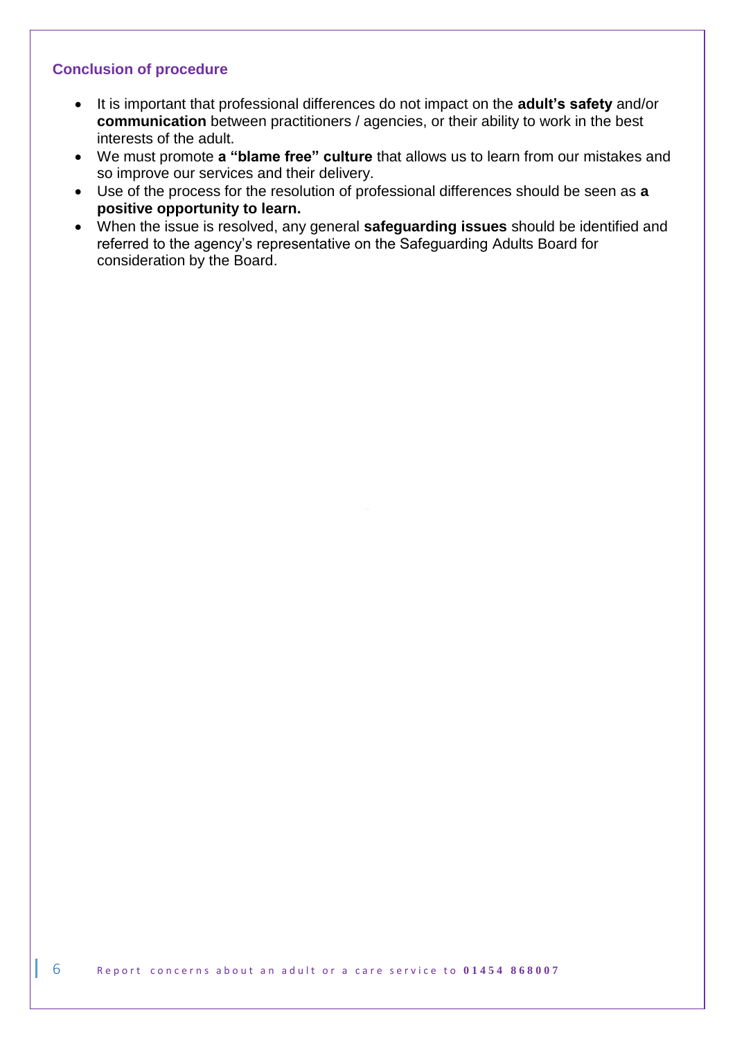### Conclusion of procedure

- It is important that professional differences do not impact on the **adult's safety** and/or **communication** between practitioners / agencies, or their ability to work in the best interests of the adult.
- We must promote **a "blame free" culture** that allows us to learn from our mistakes and so improve our services and their delivery.
- Use of the process for the resolution of professional differences should be seen as **a positive opportunity to learn.**
- When the issue is resolved, any general **safeguarding issues** should be identified and referred to the agency's representative on the Safeguarding Adults Board for consideration by the Board.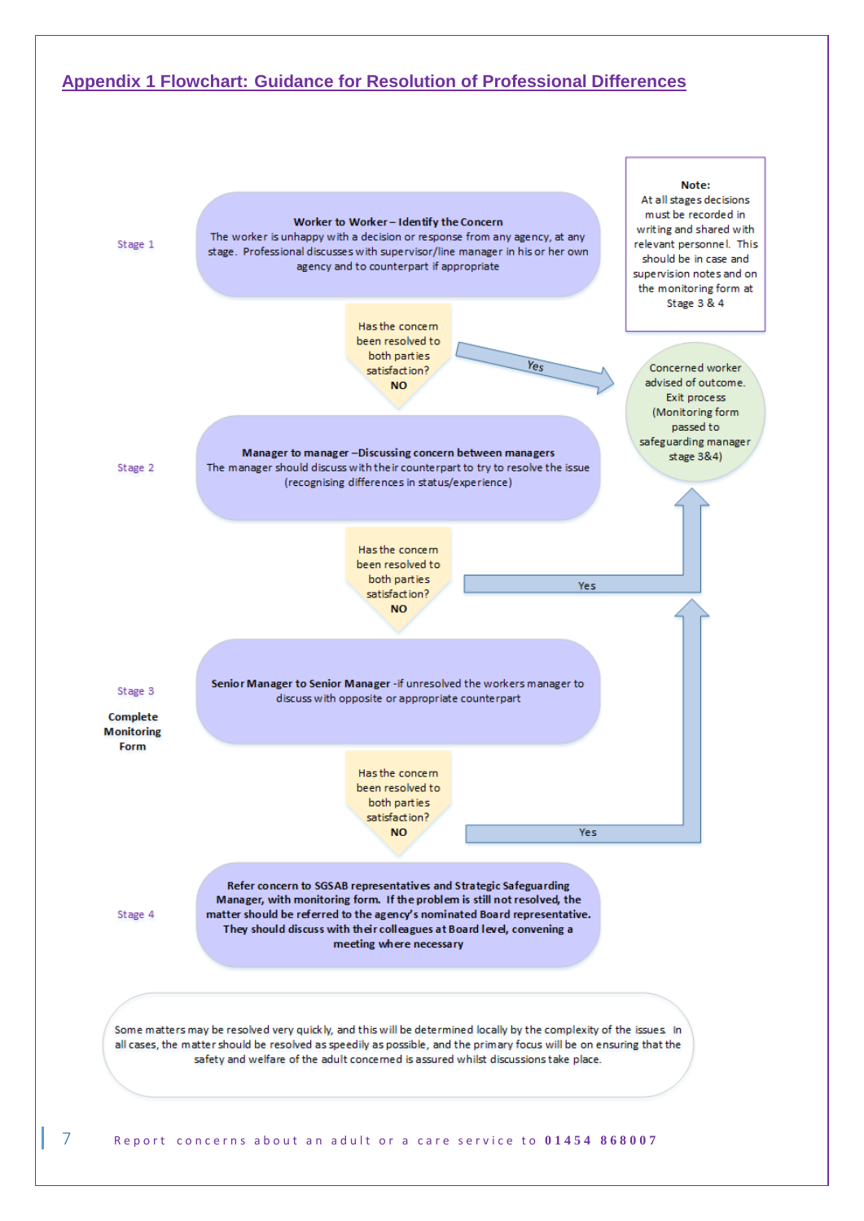## Appendix 1 Flowchart: Guidance for Resolution of Professional Differences

**Note:**
At all stages decisions must be recorded in writing and shared with relevant personnel. This should be in case and supervision notes and on the monitoring form at Stage 3 & 4

**Stage 1**

**Worker to Worker – Identify the Concern**
The worker is unhappy with a decision or response from any agency, at any stage. Professional discusses with supervisor/line manager in his or her own agency and to counterpart if appropriate

Has the concern been resolved to both parties satisfaction? Yes → Concerned worker advised of outcome. Exit process (Monitoring form passed to safeguarding manager stage 3&4)

**NO**

**Stage 2**

**Manager to manager –Discussing concern between managers**
The manager should discuss with their counterpart to try to resolve the issue (recognising differences in status/experience)

Has the concern been resolved to both parties satisfaction? Yes → Concerned worker advised of outcome. Exit process

**NO**

**Stage 3**

**Complete Monitoring Form**

**Senior Manager to Senior Manager** -if unresolved the workers manager to discuss with opposite or appropriate counterpart

Has the concern been resolved to both parties satisfaction? Yes → Concerned worker advised of outcome. Exit process

**NO**

**Stage 4**

**Refer concern to SGSAB representatives and Strategic Safeguarding Manager, with monitoring form. If the problem is still not resolved, the matter should be referred to the agency's nominated Board representative. They should discuss with their colleagues at Board level, convening a meeting where necessary**

Some matters may be resolved very quickly, and this will be determined locally by the complexity of the issues. In all cases, the matter should be resolved as speedily as possible, and the primary focus will be on ensuring that the safety and welfare of the adult concerned is assured whilst discussions take place.

Report concerns about an adult or a care service to **01454 868007**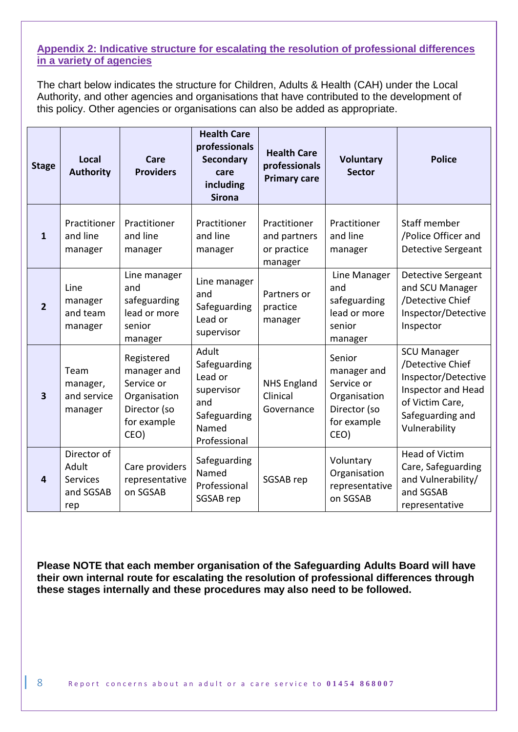## Appendix 2: Indicative structure for escalating the resolution of professional differences in a variety of agencies

The chart below indicates the structure for Children, Adults & Health (CAH) under the Local Authority, and other agencies and organisations that have contributed to the development of this policy. Other agencies or organisations can also be added as appropriate.

| Stage | Local Authority | Care Providers | Health Care professionals Secondary care including Sirona | Health Care professionals Primary care | Voluntary Sector | Police |
|---|---|---|---|---|---|---|
| 1 | Practitioner and line manager | Practitioner and line manager | Practitioner and line manager | Practitioner and partners or practice manager | Practitioner and line manager | Staff member /Police Officer and Detective Sergeant |
| 2 | Line manager and team manager | Line manager and safeguarding lead or more senior manager | Line manager and Safeguarding Lead or supervisor | Partners or practice manager | Line Manager and safeguarding lead or more senior manager | Detective Sergeant and SCU Manager /Detective Chief Inspector/Detective Inspector |
| 3 | Team manager, and service manager | Registered manager and Service or Organisation Director (so for example CEO) | Adult Safeguarding Lead or supervisor and Safeguarding Named Professional | NHS England Clinical Governance | Senior manager and Service or Organisation Director (so for example CEO) | SCU Manager /Detective Chief Inspector/Detective Inspector and Head of Victim Care, Safeguarding and Vulnerability |
| 4 | Director of Adult Services and SGSAB rep | Care providers representative on SGSAB | Safeguarding Named Professional SGSAB rep | SGSAB rep | Voluntary Organisation representative on SGSAB | Head of Victim Care, Safeguarding and Vulnerability/ and SGSAB representative |

**Please NOTE that each member organisation of the Safeguarding Adults Board will have their own internal route for escalating the resolution of professional differences through these stages internally and these procedures may also need to be followed.**

Report concerns about an adult or a care service to **01454 868007**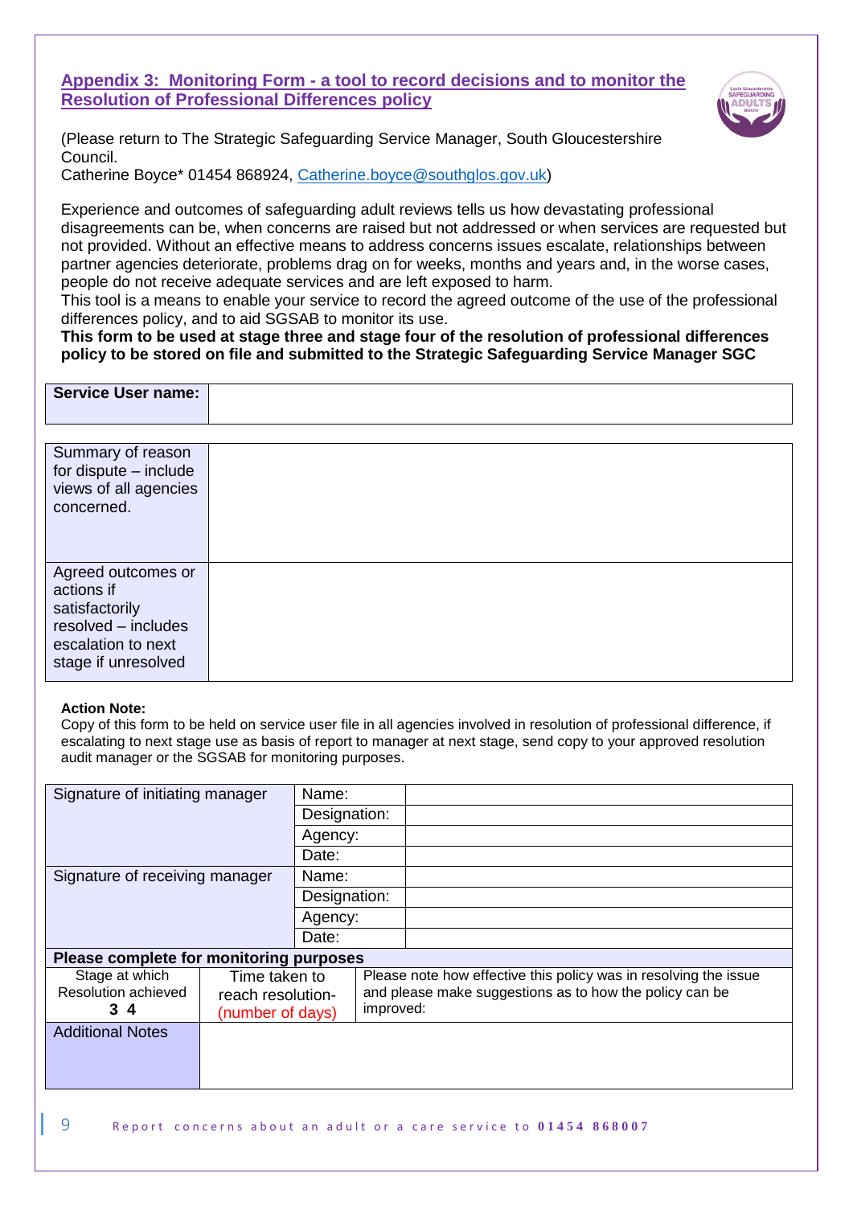## Appendix 3: Monitoring Form - a tool to record decisions and to monitor the Resolution of Professional Differences policy

(Please return to The Strategic Safeguarding Service Manager, South Gloucestershire Council.
Catherine Boyce* 01454 868924, Catherine.boyce@southglos.gov.uk)

Experience and outcomes of safeguarding adult reviews tells us how devastating professional disagreements can be, when concerns are raised but not addressed or when services are requested but not provided. Without an effective means to address concerns issues escalate, relationships between partner agencies deteriorate, problems drag on for weeks, months and years and, in the worse cases, people do not receive adequate services and are left exposed to harm.
This tool is a means to enable your service to record the agreed outcome of the use of the professional differences policy, and to aid SGSAB to monitor its use.
**This form to be used at stage three and stage four of the resolution of professional differences policy to be stored on file and submitted to the Strategic Safeguarding Service Manager SGC**

| | |
|---|---|
| **Service User name:** | |

| | |
|---|---|
| Summary of reason for dispute – include views of all agencies concerned. | |
| Agreed outcomes or actions if satisfactorily resolved – includes escalation to next stage if unresolved | |

**Action Note:**
Copy of this form to be held on service user file in all agencies involved in resolution of professional difference, if escalating to next stage use as basis of report to manager at next stage, send copy to your approved resolution audit manager or the SGSAB for monitoring purposes.

| | | |
|---|---|---|
| Signature of initiating manager | Name: | |
| | Designation: | |
| | Agency: | |
| | Date: | |
| Signature of receiving manager | Name: | |
| | Designation: | |
| | Agency: | |
| | Date: | |

**Please complete for monitoring purposes**

| | | |
|---|---|---|
| Stage at which Resolution achieved **3 4** | Time taken to reach resolution- (number of days) | Please note how effective this policy was in resolving the issue and please make suggestions as to how the policy can be improved: |
| Additional Notes | | |

Report concerns about an adult or a care service to **01454 868007**